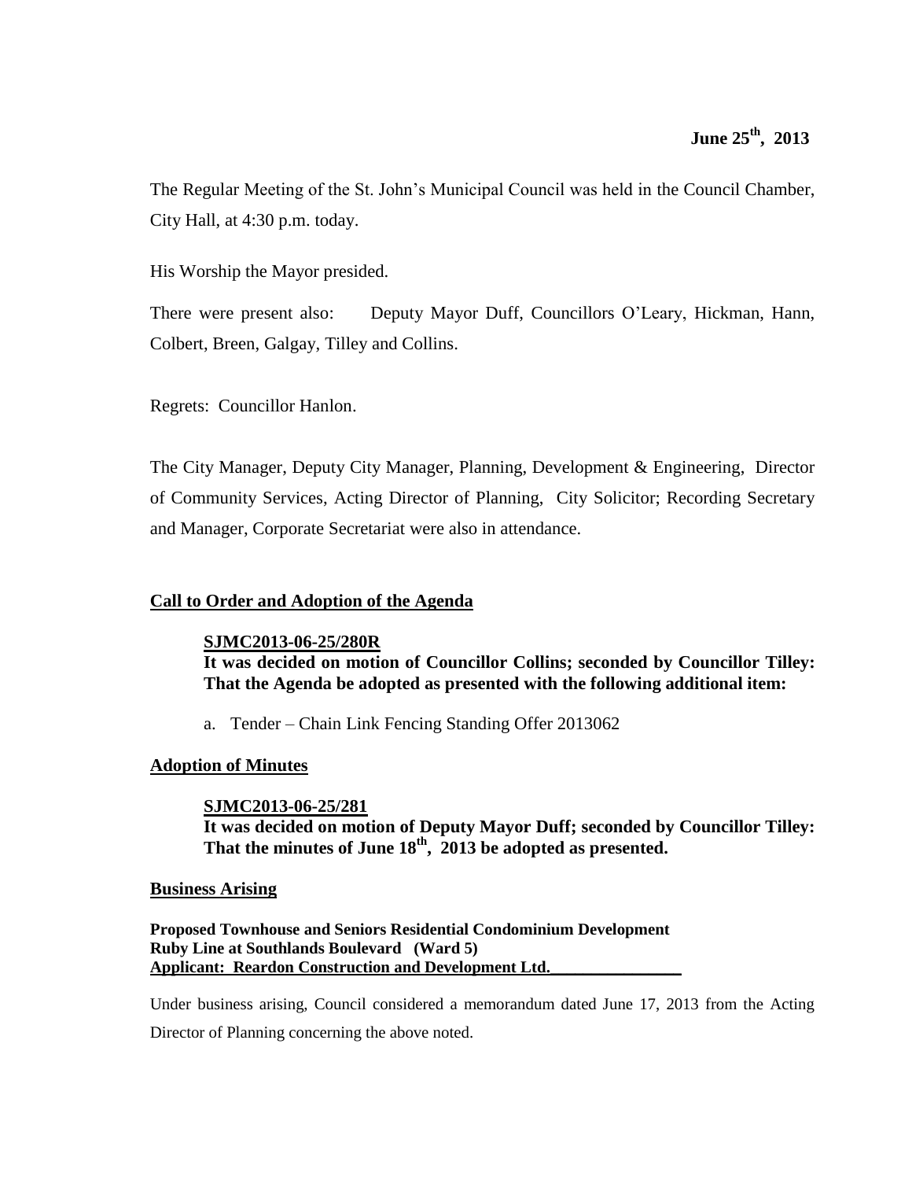**June 25th, 2013**

The Regular Meeting of the St. John's Municipal Council was held in the Council Chamber, City Hall, at 4:30 p.m. today.

His Worship the Mayor presided.

There were present also: Deputy Mayor Duff, Councillors O'Leary, Hickman, Hann, Colbert, Breen, Galgay, Tilley and Collins.

Regrets: Councillor Hanlon.

The City Manager, Deputy City Manager, Planning, Development & Engineering, Director of Community Services, Acting Director of Planning, City Solicitor; Recording Secretary and Manager, Corporate Secretariat were also in attendance.

## Call to Order and Adoption of the Agenda

**SJMC2013-06-25/280R**
**It was decided on motion of Councillor Collins; seconded by Councillor Tilley: That the Agenda be adopted as presented with the following additional item:**

a. Tender – Chain Link Fencing Standing Offer 2013062

## Adoption of Minutes

**SJMC2013-06-25/281**
**It was decided on motion of Deputy Mayor Duff; seconded by Councillor Tilley: That the minutes of June 18th, 2013 be adopted as presented.**

## Business Arising

**Proposed Townhouse and Seniors Residential Condominium Development**
**Ruby Line at Southlands Boulevard (Ward 5)**
**Applicant: Reardon Construction and Development Ltd.**

Under business arising, Council considered a memorandum dated June 17, 2013 from the Acting Director of Planning concerning the above noted.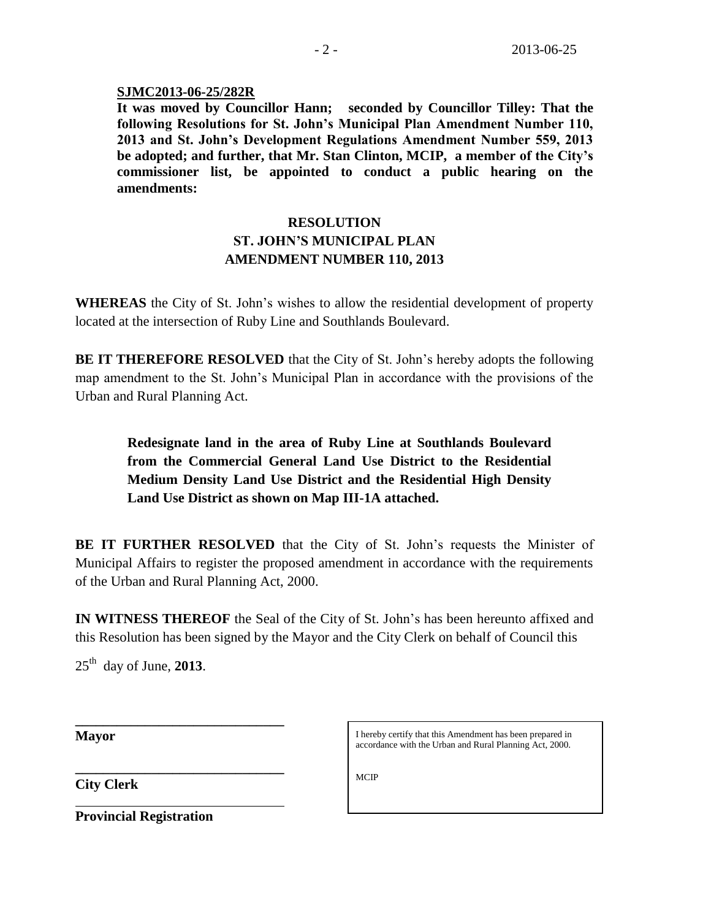**SJMC2013-06-25/282R**

**It was moved by Councillor Hann; seconded by Councillor Tilley: That the following Resolutions for St. John's Municipal Plan Amendment Number 110, 2013 and St. John's Development Regulations Amendment Number 559, 2013 be adopted; and further, that Mr. Stan Clinton, MCIP, a member of the City's commissioner list, be appointed to conduct a public hearing on the amendments:**

**RESOLUTION**
**ST. JOHN'S MUNICIPAL PLAN**
**AMENDMENT NUMBER 110, 2013**

**WHEREAS** the City of St. John's wishes to allow the residential development of property located at the intersection of Ruby Line and Southlands Boulevard.

**BE IT THEREFORE RESOLVED** that the City of St. John's hereby adopts the following map amendment to the St. John's Municipal Plan in accordance with the provisions of the Urban and Rural Planning Act.

> **Redesignate land in the area of Ruby Line at Southlands Boulevard from the Commercial General Land Use District to the Residential Medium Density Land Use District and the Residential High Density Land Use District as shown on Map III-1A attached.**

**BE IT FURTHER RESOLVED** that the City of St. John's requests the Minister of Municipal Affairs to register the proposed amendment in accordance with the requirements of the Urban and Rural Planning Act, 2000.

**IN WITNESS THEREOF** the Seal of the City of St. John's has been hereunto affixed and this Resolution has been signed by the Mayor and the City Clerk on behalf of Council this

25th day of June, **2013**.

______________________________
**Mayor**

______________________________
**City Clerk**

______________________________
**Provincial Registration**

I hereby certify that this Amendment has been prepared in accordance with the Urban and Rural Planning Act, 2000.

MCIP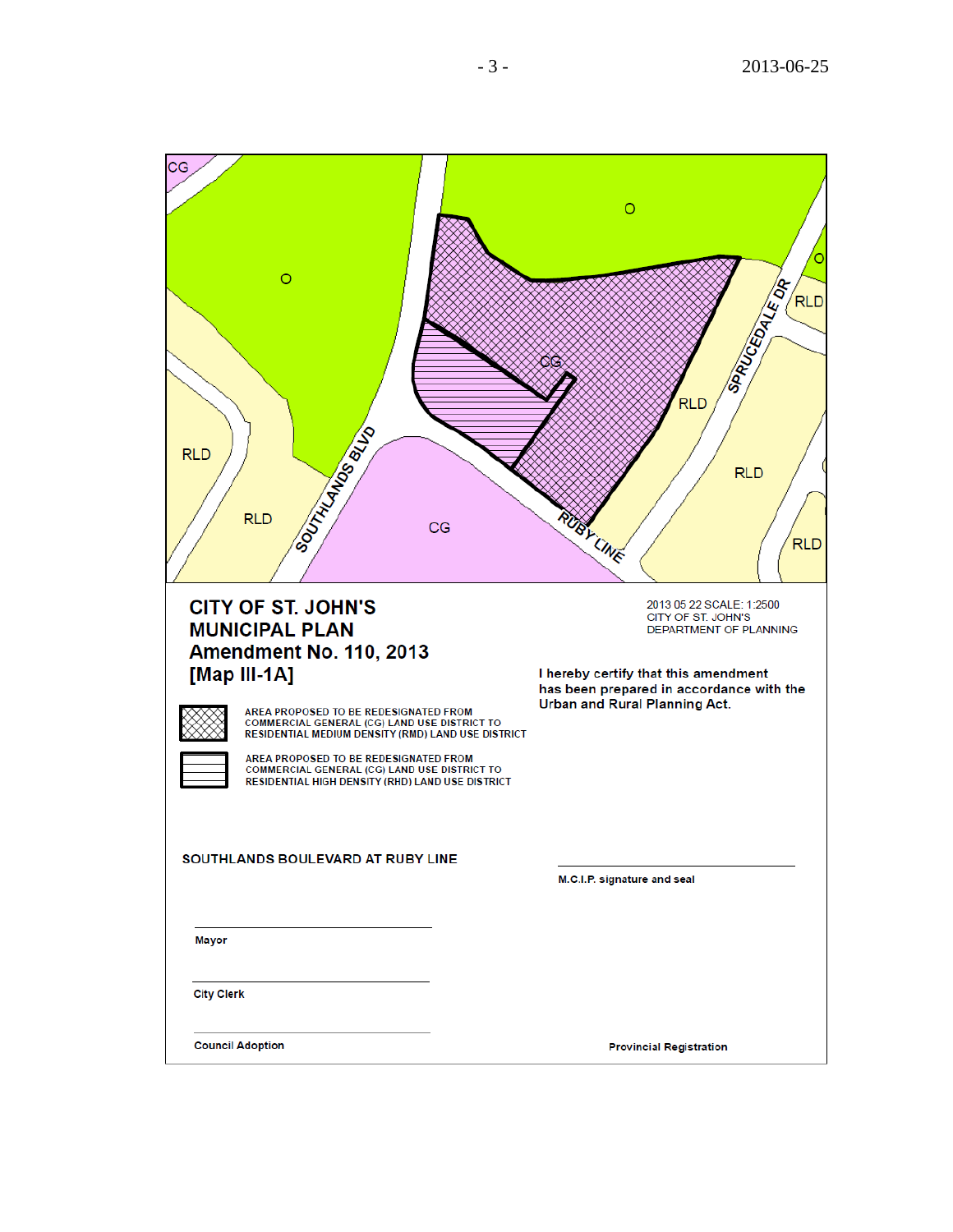CG

O

O

O

RLD

RLD

RLD

RLD

RLD

RLD

CG

CG

SOUTHLANDS BLVD

SPRUCEDALE DR

RUBY LINE

# CITY OF ST. JOHN'S MUNICIPAL PLAN Amendment No. 110, 2013 [Map III-1A]

2013 05 22 SCALE: 1:2500
CITY OF ST. JOHN'S
DEPARTMENT OF PLANNING

AREA PROPOSED TO BE REDESIGNATED FROM COMMERCIAL GENERAL (CG) LAND USE DISTRICT TO RESIDENTIAL MEDIUM DENSITY (RMD) LAND USE DISTRICT

AREA PROPOSED TO BE REDESIGNATED FROM COMMERCIAL GENERAL (CG) LAND USE DISTRICT TO RESIDENTIAL HIGH DENSITY (RHD) LAND USE DISTRICT

I hereby certify that this amendment has been prepared in accordance with the Urban and Rural Planning Act.

SOUTHLANDS BOULEVARD AT RUBY LINE

M.C.I.P. signature and seal

Mayor

City Clerk

Council Adoption

Provincial Registration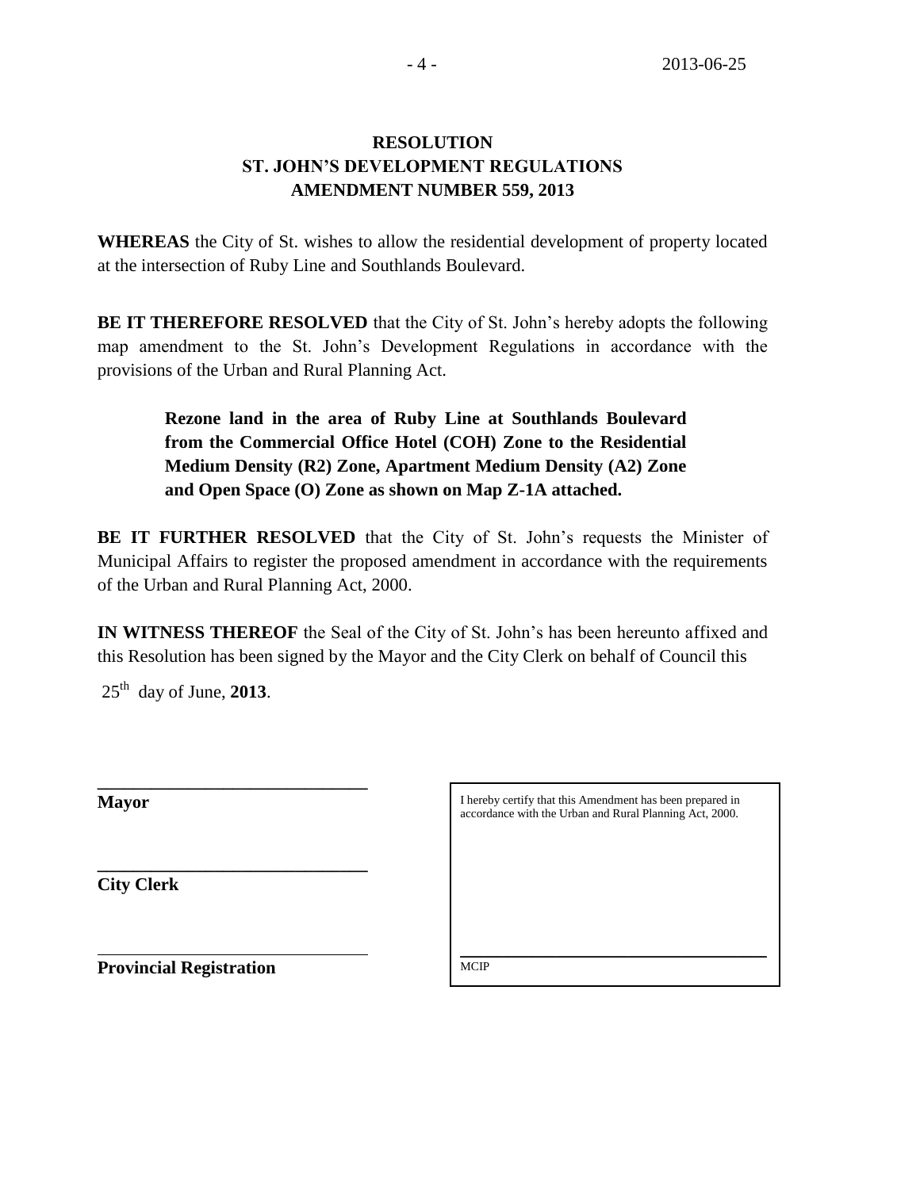**RESOLUTION**
**ST. JOHN'S DEVELOPMENT REGULATIONS**
**AMENDMENT NUMBER 559, 2013**

**WHEREAS** the City of St. wishes to allow the residential development of property located at the intersection of Ruby Line and Southlands Boulevard.

**BE IT THEREFORE RESOLVED** that the City of St. John's hereby adopts the following map amendment to the St. John's Development Regulations in accordance with the provisions of the Urban and Rural Planning Act.

> **Rezone land in the area of Ruby Line at Southlands Boulevard from the Commercial Office Hotel (COH) Zone to the Residential Medium Density (R2) Zone, Apartment Medium Density (A2) Zone and Open Space (O) Zone as shown on Map Z-1A attached.**

**BE IT FURTHER RESOLVED** that the City of St. John's requests the Minister of Municipal Affairs to register the proposed amendment in accordance with the requirements of the Urban and Rural Planning Act, 2000.

**IN WITNESS THEREOF** the Seal of the City of St. John's has been hereunto affixed and this Resolution has been signed by the Mayor and the City Clerk on behalf of Council this

25th day of June, **2013**.

______________________________
**Mayor**

______________________________
**City Clerk**

______________________________
**Provincial Registration**

I hereby certify that this Amendment has been prepared in accordance with the Urban and Rural Planning Act, 2000.

______________________________
MCIP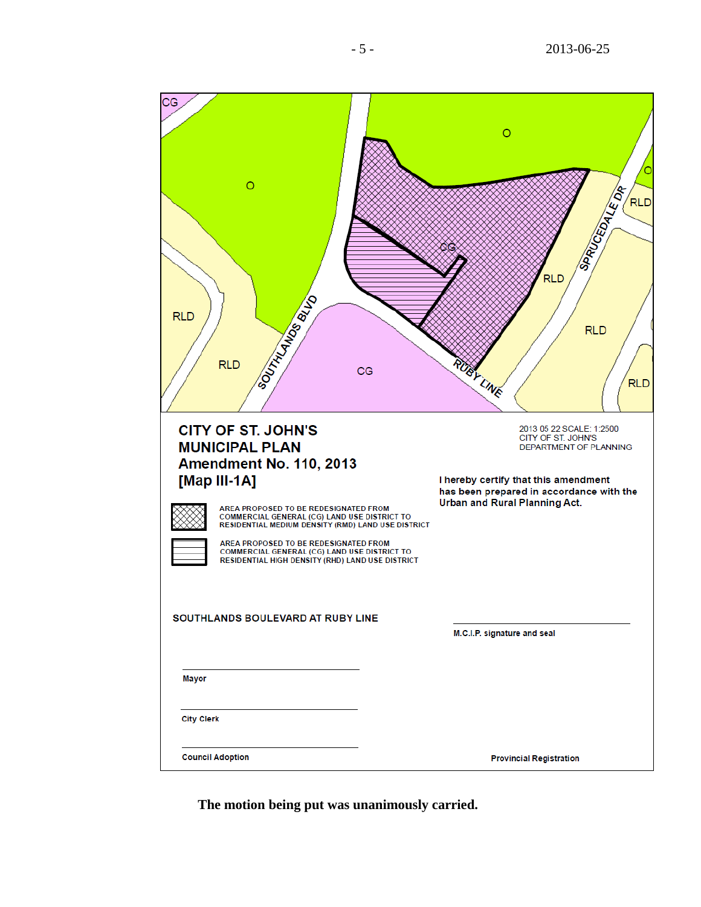CITY OF ST. JOHN'S
MUNICIPAL PLAN
Amendment No. 110, 2013
[Map III-1A]

2013 05 22 SCALE: 1:2500
CITY OF ST. JOHN'S
DEPARTMENT OF PLANNING

I hereby certify that this amendment has been prepared in accordance with the Urban and Rural Planning Act.

AREA PROPOSED TO BE REDESIGNATED FROM COMMERCIAL GENERAL (CG) LAND USE DISTRICT TO RESIDENTIAL MEDIUM DENSITY (RMD) LAND USE DISTRICT

AREA PROPOSED TO BE REDESIGNATED FROM COMMERCIAL GENERAL (CG) LAND USE DISTRICT TO RESIDENTIAL HIGH DENSITY (RHD) LAND USE DISTRICT

SOUTHLANDS BOULEVARD AT RUBY LINE

M.C.I.P. signature and seal

Mayor

City Clerk

Council Adoption

Provincial Registration

**The motion being put was unanimously carried.**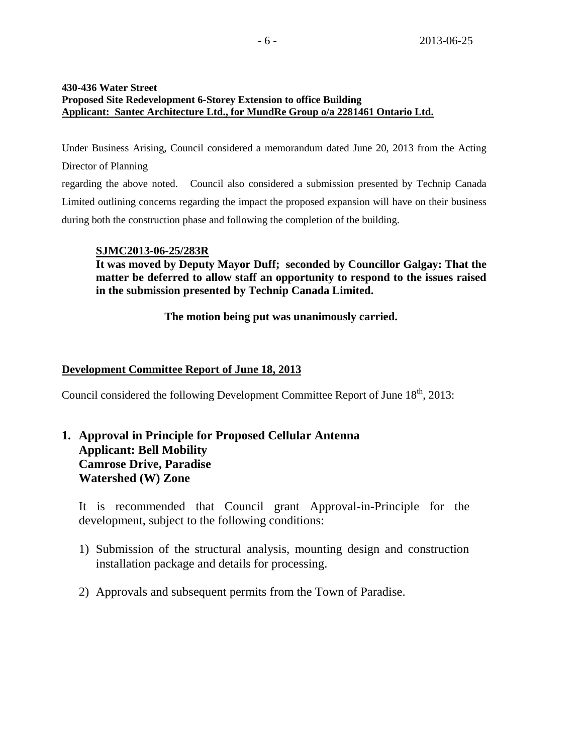**430-436 Water Street**
**Proposed Site Redevelopment 6-Storey Extension to office Building**
**Applicant: Santec Architecture Ltd., for MundRe Group o/a 2281461 Ontario Ltd.**

Under Business Arising, Council considered a memorandum dated June 20, 2013 from the Acting Director of Planning regarding the above noted. Council also considered a submission presented by Technip Canada Limited outlining concerns regarding the impact the proposed expansion will have on their business during both the construction phase and following the completion of the building.

> **SJMC2013-06-25/283R**
> **It was moved by Deputy Mayor Duff; seconded by Councillor Galgay: That the matter be deferred to allow staff an opportunity to respond to the issues raised in the submission presented by Technip Canada Limited.**
>
> **The motion being put was unanimously carried.**

**Development Committee Report of June 18, 2013**

Council considered the following Development Committee Report of June 18th, 2013:

### 1. Approval in Principle for Proposed Cellular Antenna Applicant: Bell Mobility Camrose Drive, Paradise Watershed (W) Zone

It is recommended that Council grant Approval-in-Principle for the development, subject to the following conditions:

1) Submission of the structural analysis, mounting design and construction installation package and details for processing.

2) Approvals and subsequent permits from the Town of Paradise.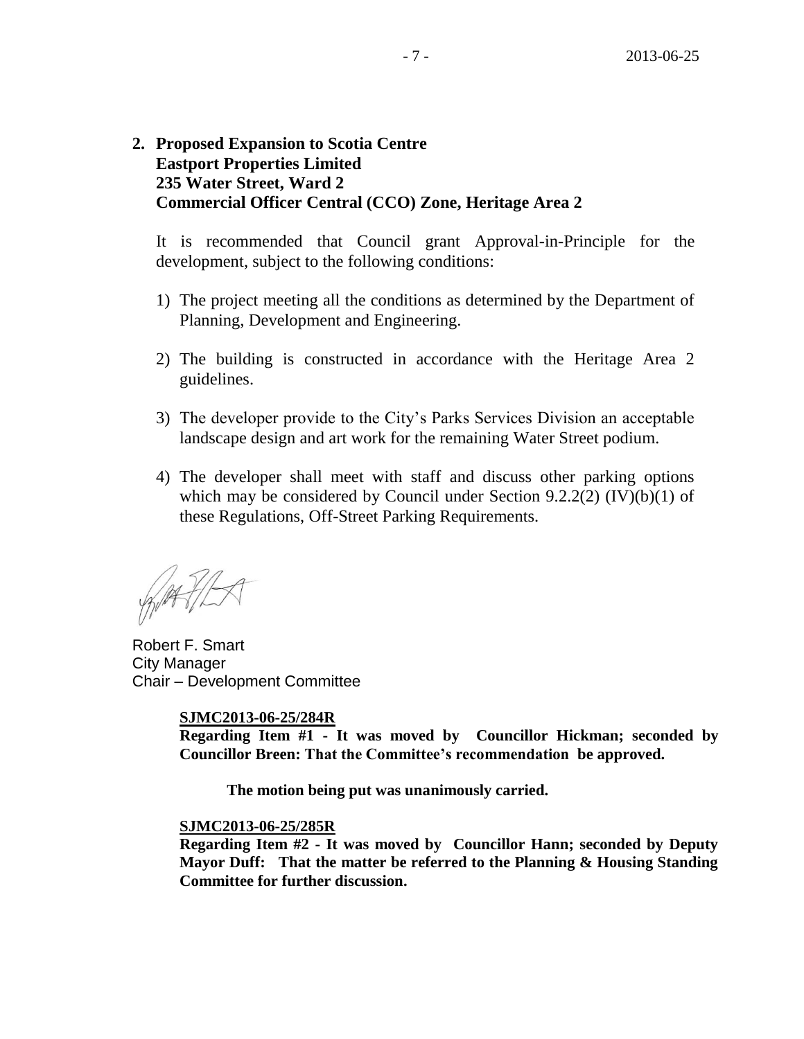**2. Proposed Expansion to Scotia Centre**
**Eastport Properties Limited**
**235 Water Street, Ward 2**
**Commercial Officer Central (CCO) Zone, Heritage Area 2**

It is recommended that Council grant Approval-in-Principle for the development, subject to the following conditions:

1) The project meeting all the conditions as determined by the Department of Planning, Development and Engineering.

2) The building is constructed in accordance with the Heritage Area 2 guidelines.

3) The developer provide to the City's Parks Services Division an acceptable landscape design and art work for the remaining Water Street podium.

4) The developer shall meet with staff and discuss other parking options which may be considered by Council under Section 9.2.2(2) (IV)(b)(1) of these Regulations, Off-Street Parking Requirements.

Robert F. Smart
City Manager
Chair – Development Committee

**SJMC2013-06-25/284R**
**Regarding Item #1 - It was moved by Councillor Hickman; seconded by Councillor Breen: That the Committee's recommendation be approved.**

**The motion being put was unanimously carried.**

**SJMC2013-06-25/285R**
**Regarding Item #2 - It was moved by Councillor Hann; seconded by Deputy Mayor Duff: That the matter be referred to the Planning & Housing Standing Committee for further discussion.**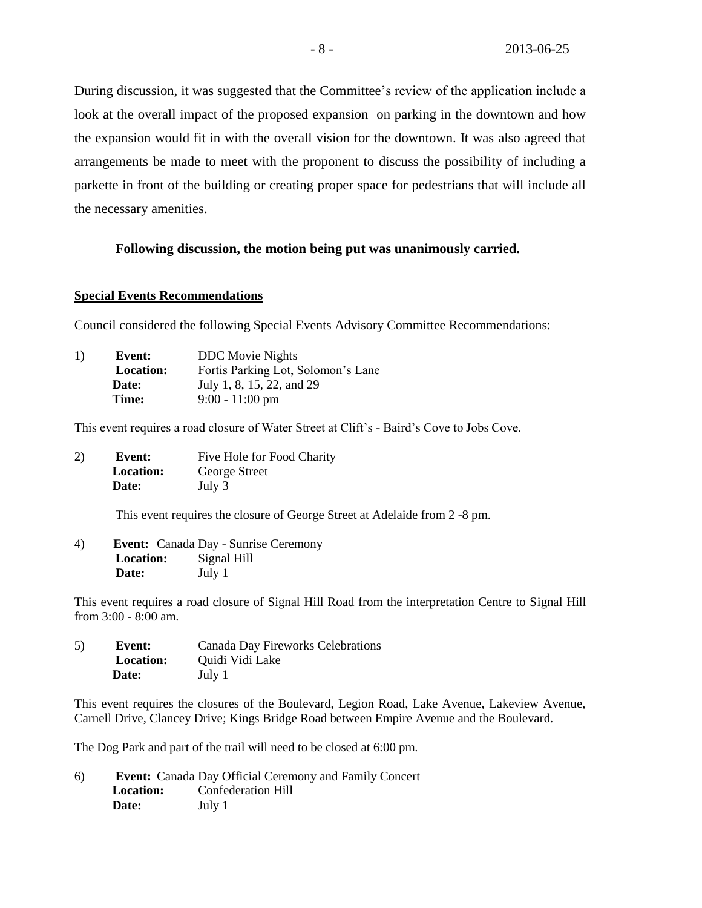During discussion, it was suggested that the Committee's review of the application include a look at the overall impact of the proposed expansion on parking in the downtown and how the expansion would fit in with the overall vision for the downtown. It was also agreed that arrangements be made to meet with the proponent to discuss the possibility of including a parkette in front of the building or creating proper space for pedestrians that will include all the necessary amenities.

**Following discussion, the motion being put was unanimously carried.**

**Special Events Recommendations**

Council considered the following Special Events Advisory Committee Recommendations:

1) **Event:** DDC Movie Nights
**Location:** Fortis Parking Lot, Solomon's Lane
**Date:** July 1, 8, 15, 22, and 29
**Time:** 9:00 - 11:00 pm

This event requires a road closure of Water Street at Clift's - Baird's Cove to Jobs Cove.

2) **Event:** Five Hole for Food Charity
**Location:** George Street
**Date:** July 3

This event requires the closure of George Street at Adelaide from 2 -8 pm.

4) **Event:** Canada Day - Sunrise Ceremony
**Location:** Signal Hill
**Date:** July 1

This event requires a road closure of Signal Hill Road from the interpretation Centre to Signal Hill from 3:00 - 8:00 am.

5) **Event:** Canada Day Fireworks Celebrations
**Location:** Quidi Vidi Lake
**Date:** July 1

This event requires the closures of the Boulevard, Legion Road, Lake Avenue, Lakeview Avenue, Carnell Drive, Clancey Drive; Kings Bridge Road between Empire Avenue and the Boulevard.

The Dog Park and part of the trail will need to be closed at 6:00 pm.

6) **Event:** Canada Day Official Ceremony and Family Concert
**Location:** Confederation Hill
**Date:** July 1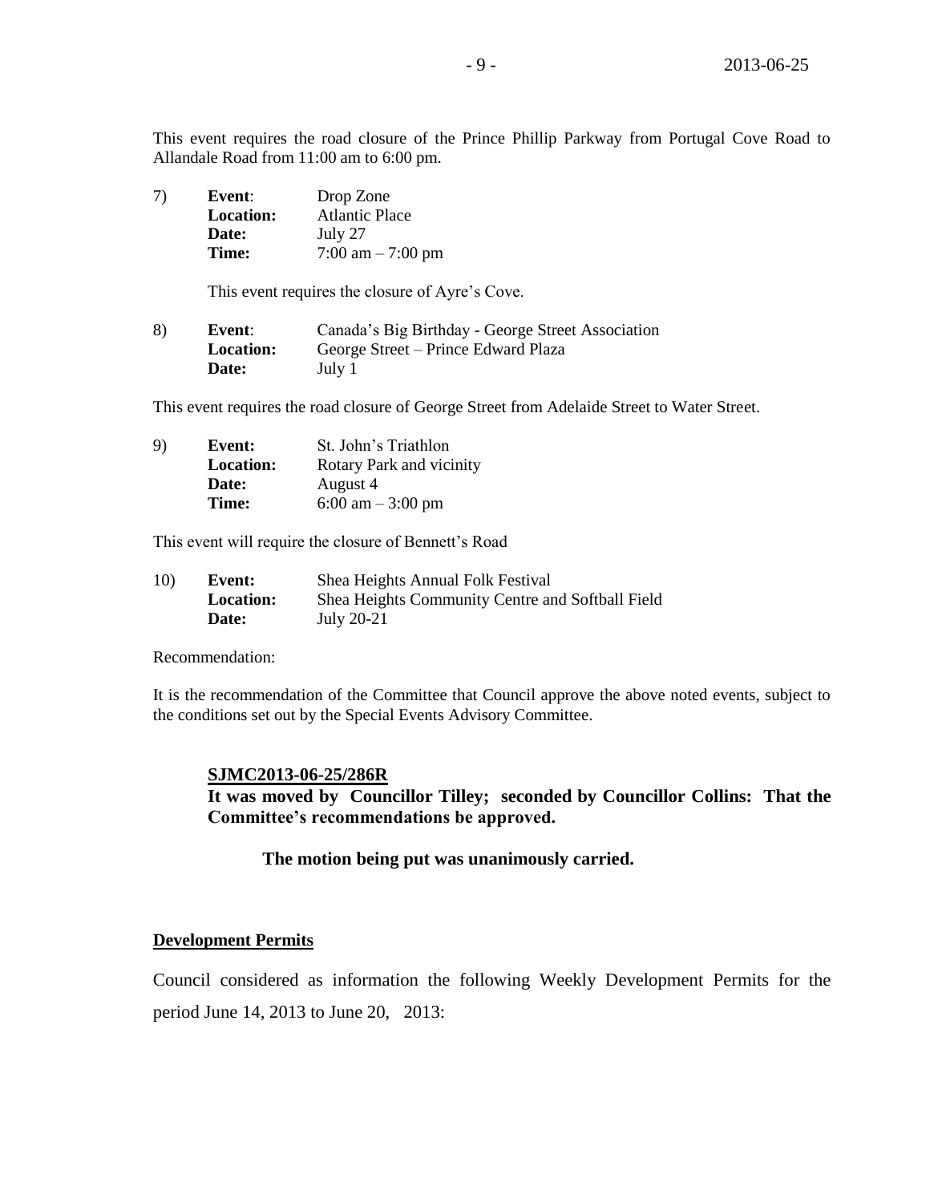This event requires the road closure of the Prince Phillip Parkway from Portugal Cove Road to Allandale Road from 11:00 am to 6:00 pm.

7) **Event**: Drop Zone
**Location:** Atlantic Place
**Date:** July 27
**Time:** 7:00 am – 7:00 pm

This event requires the closure of Ayre's Cove.

8) **Event**: Canada's Big Birthday - George Street Association
**Location:** George Street – Prince Edward Plaza
**Date:** July 1

This event requires the road closure of George Street from Adelaide Street to Water Street.

9) **Event:** St. John's Triathlon
**Location:** Rotary Park and vicinity
**Date:** August 4
**Time:** 6:00 am – 3:00 pm

This event will require the closure of Bennett's Road

10) **Event:** Shea Heights Annual Folk Festival
**Location:** Shea Heights Community Centre and Softball Field
**Date:** July 20-21

Recommendation:

It is the recommendation of the Committee that Council approve the above noted events, subject to the conditions set out by the Special Events Advisory Committee.

**SJMC2013-06-25/286R**
**It was moved by Councillor Tilley; seconded by Councillor Collins: That the Committee's recommendations be approved.**

**The motion being put was unanimously carried.**

**Development Permits**

Council considered as information the following Weekly Development Permits for the period June 14, 2013 to June 20, 2013: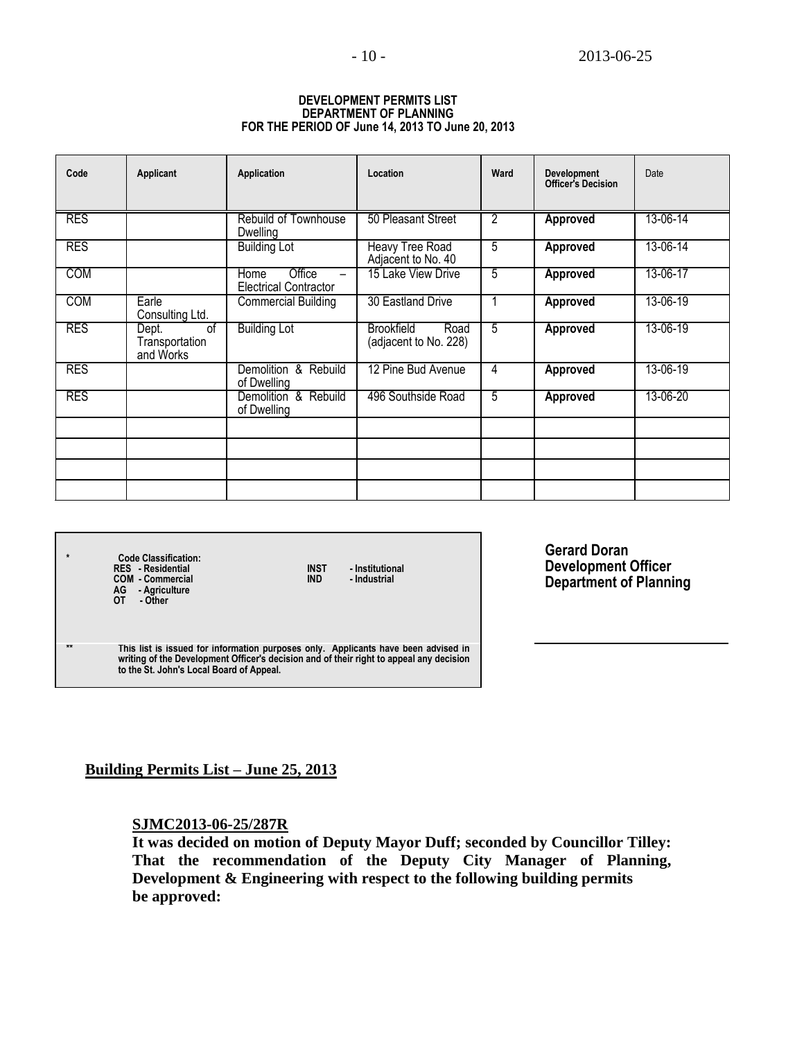**DEVELOPMENT PERMITS LIST**
**DEPARTMENT OF PLANNING**
**FOR THE PERIOD OF June 14, 2013 TO June 20, 2013**

| Code | Applicant | Application | Location | Ward | Development Officer's Decision | Date |
|---|---|---|---|---|---|---|
| RES | | Rebuild of Townhouse Dwelling | 50 Pleasant Street | 2 | **Approved** | 13-06-14 |
| RES | | Building Lot | Heavy Tree Road Adjacent to No. 40 | 5 | **Approved** | 13-06-14 |
| COM | | Home Office – Electrical Contractor | 15 Lake View Drive | 5 | **Approved** | 13-06-17 |
| COM | Earle Consulting Ltd. | Commercial Building | 30 Eastland Drive | 1 | **Approved** | 13-06-19 |
| RES | Dept. of Transportation and Works | Building Lot | Brookfield Road (adjacent to No. 228) | 5 | **Approved** | 13-06-19 |
| RES | | Demolition & Rebuild of Dwelling | 12 Pine Bud Avenue | 4 | **Approved** | 13-06-19 |
| RES | | Demolition & Rebuild of Dwelling | 496 Southside Road | 5 | **Approved** | 13-06-20 |
| | | | | | | |
| | | | | | | |
| | | | | | | |
| | | | | | | |

\* **Code Classification:**
**RES - Residential**
**COM - Commercial**
**AG - Agriculture**
**OT - Other**
**INST - Institutional**
**IND - Industrial**

\*\* **This list is issued for information purposes only. Applicants have been advised in writing of the Development Officer's decision and of their right to appeal any decision to the St. John's Local Board of Appeal.**

**Gerard Doran**
**Development Officer**
**Department of Planning**

## Building Permits List – June 25, 2013

**SJMC2013-06-25/287R**
**It was decided on motion of Deputy Mayor Duff; seconded by Councillor Tilley: That the recommendation of the Deputy City Manager of Planning, Development & Engineering with respect to the following building permits be approved:**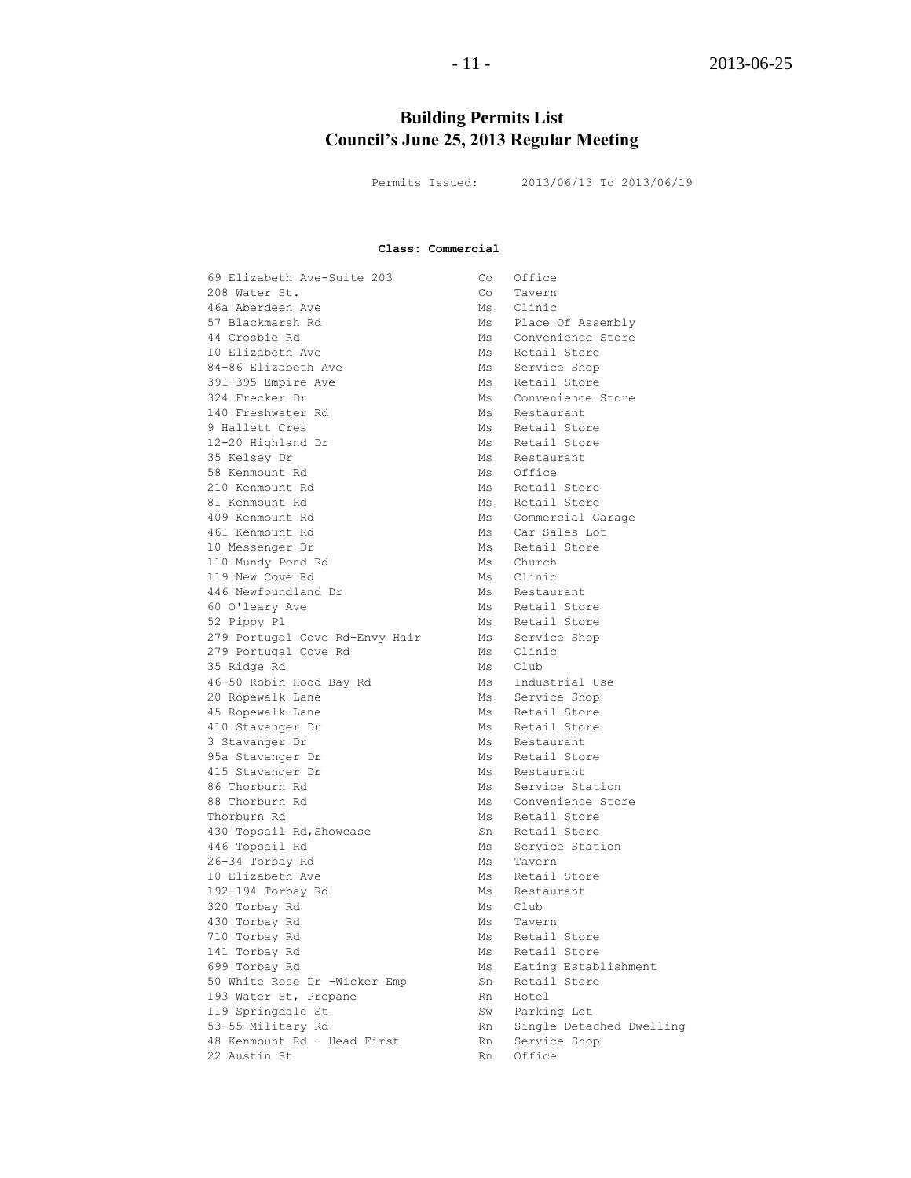# Building Permits List
## Council's June 25, 2013 Regular Meeting

Permits Issued: 2013/06/13 To 2013/06/19

**Class: Commercial**

| | | |
|---|---|---|
| 69 Elizabeth Ave-Suite 203 | Co | Office |
| 208 Water St. | Co | Tavern |
| 46a Aberdeen Ave | Ms | Clinic |
| 57 Blackmarsh Rd | Ms | Place Of Assembly |
| 44 Crosbie Rd | Ms | Convenience Store |
| 10 Elizabeth Ave | Ms | Retail Store |
| 84-86 Elizabeth Ave | Ms | Service Shop |
| 391-395 Empire Ave | Ms | Retail Store |
| 324 Frecker Dr | Ms | Convenience Store |
| 140 Freshwater Rd | Ms | Restaurant |
| 9 Hallett Cres | Ms | Retail Store |
| 12-20 Highland Dr | Ms | Retail Store |
| 35 Kelsey Dr | Ms | Restaurant |
| 58 Kenmount Rd | Ms | Office |
| 210 Kenmount Rd | Ms | Retail Store |
| 81 Kenmount Rd | Ms | Retail Store |
| 409 Kenmount Rd | Ms | Commercial Garage |
| 461 Kenmount Rd | Ms | Car Sales Lot |
| 10 Messenger Dr | Ms | Retail Store |
| 110 Mundy Pond Rd | Ms | Church |
| 119 New Cove Rd | Ms | Clinic |
| 446 Newfoundland Dr | Ms | Restaurant |
| 60 O'leary Ave | Ms | Retail Store |
| 52 Pippy Pl | Ms | Retail Store |
| 279 Portugal Cove Rd-Envy Hair | Ms | Service Shop |
| 279 Portugal Cove Rd | Ms | Clinic |
| 35 Ridge Rd | Ms | Club |
| 46-50 Robin Hood Bay Rd | Ms | Industrial Use |
| 20 Ropewalk Lane | Ms | Service Shop |
| 45 Ropewalk Lane | Ms | Retail Store |
| 410 Stavanger Dr | Ms | Retail Store |
| 3 Stavanger Dr | Ms | Restaurant |
| 95a Stavanger Dr | Ms | Retail Store |
| 415 Stavanger Dr | Ms | Restaurant |
| 86 Thorburn Rd | Ms | Service Station |
| 88 Thorburn Rd | Ms | Convenience Store |
| Thorburn Rd | Ms | Retail Store |
| 430 Topsail Rd,Showcase | Sn | Retail Store |
| 446 Topsail Rd | Ms | Service Station |
| 26-34 Torbay Rd | Ms | Tavern |
| 10 Elizabeth Ave | Ms | Retail Store |
| 192-194 Torbay Rd | Ms | Restaurant |
| 320 Torbay Rd | Ms | Club |
| 430 Torbay Rd | Ms | Tavern |
| 710 Torbay Rd | Ms | Retail Store |
| 141 Torbay Rd | Ms | Retail Store |
| 699 Torbay Rd | Ms | Eating Establishment |
| 50 White Rose Dr -Wicker Emp | Sn | Retail Store |
| 193 Water St, Propane | Rn | Hotel |
| 119 Springdale St | Sw | Parking Lot |
| 53-55 Military Rd | Rn | Single Detached Dwelling |
| 48 Kenmount Rd - Head First | Rn | Service Shop |
| 22 Austin St | Rn | Office |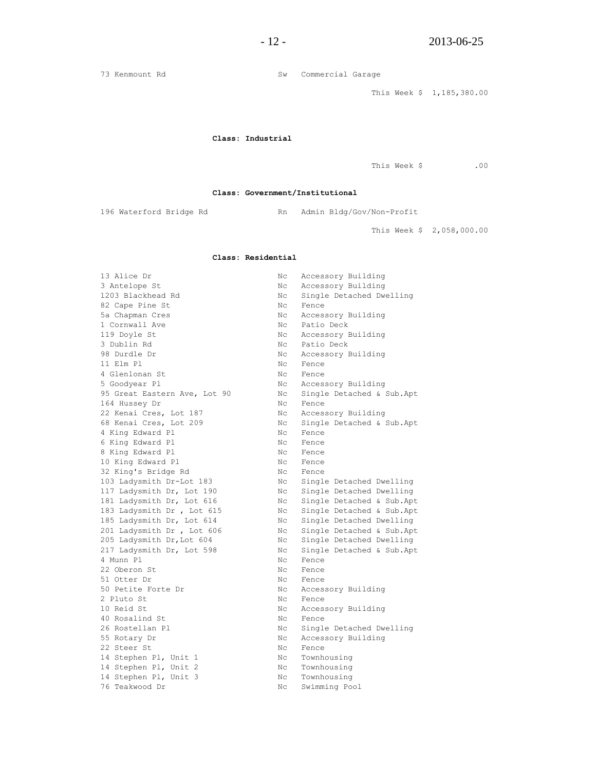| | | |
|---|---|---|
| 73 Kenmount Rd | Sw | Commercial Garage |

This Week $ 1,185,380.00

**Class: Industrial**

This Week $ .00

**Class: Government/Institutional**

| | | |
|---|---|---|
| 196 Waterford Bridge Rd | Rn | Admin Bldg/Gov/Non-Profit |

This Week $ 2,058,000.00

**Class: Residential**

| | | |
|---|---|---|
| 13 Alice Dr | Nc | Accessory Building |
| 3 Antelope St | Nc | Accessory Building |
| 1203 Blackhead Rd | Nc | Single Detached Dwelling |
| 82 Cape Pine St | Nc | Fence |
| 5a Chapman Cres | Nc | Accessory Building |
| 1 Cornwall Ave | Nc | Patio Deck |
| 119 Doyle St | Nc | Accessory Building |
| 3 Dublin Rd | Nc | Patio Deck |
| 98 Durdle Dr | Nc | Accessory Building |
| 11 Elm Pl | Nc | Fence |
| 4 Glenlonan St | Nc | Fence |
| 5 Goodyear Pl | Nc | Accessory Building |
| 95 Great Eastern Ave, Lot 90 | Nc | Single Detached & Sub.Apt |
| 164 Hussey Dr | Nc | Fence |
| 22 Kenai Cres, Lot 187 | Nc | Accessory Building |
| 68 Kenai Cres, Lot 209 | Nc | Single Detached & Sub.Apt |
| 4 King Edward Pl | Nc | Fence |
| 6 King Edward Pl | Nc | Fence |
| 8 King Edward Pl | Nc | Fence |
| 10 King Edward Pl | Nc | Fence |
| 32 King's Bridge Rd | Nc | Fence |
| 103 Ladysmith Dr-Lot 183 | Nc | Single Detached Dwelling |
| 117 Ladysmith Dr, Lot 190 | Nc | Single Detached Dwelling |
| 181 Ladysmith Dr, Lot 616 | Nc | Single Detached & Sub.Apt |
| 183 Ladysmith Dr , Lot 615 | Nc | Single Detached & Sub.Apt |
| 185 Ladysmith Dr, Lot 614 | Nc | Single Detached Dwelling |
| 201 Ladysmith Dr , Lot 606 | Nc | Single Detached & Sub.Apt |
| 205 Ladysmith Dr,Lot 604 | Nc | Single Detached Dwelling |
| 217 Ladysmith Dr, Lot 598 | Nc | Single Detached & Sub.Apt |
| 4 Munn Pl | Nc | Fence |
| 22 Oberon St | Nc | Fence |
| 51 Otter Dr | Nc | Fence |
| 50 Petite Forte Dr | Nc | Accessory Building |
| 2 Pluto St | Nc | Fence |
| 10 Reid St | Nc | Accessory Building |
| 40 Rosalind St | Nc | Fence |
| 26 Rostellan Pl | Nc | Single Detached Dwelling |
| 55 Rotary Dr | Nc | Accessory Building |
| 22 Steer St | Nc | Fence |
| 14 Stephen Pl, Unit 1 | Nc | Townhousing |
| 14 Stephen Pl, Unit 2 | Nc | Townhousing |
| 14 Stephen Pl, Unit 3 | Nc | Townhousing |
| 76 Teakwood Dr | Nc | Swimming Pool |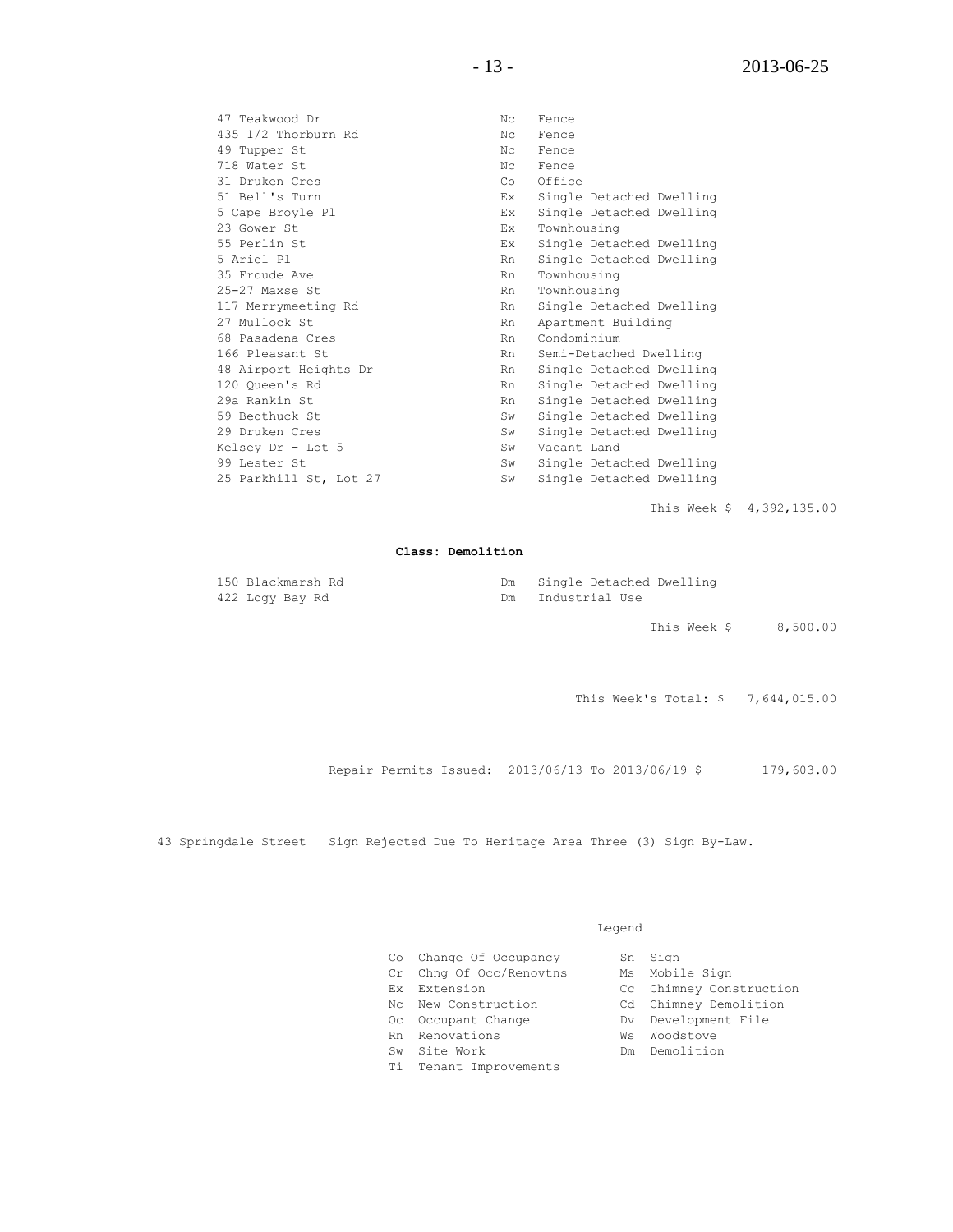| | | |
|---|---|---|
| 47 Teakwood Dr | Nc | Fence |
| 435 1/2 Thorburn Rd | Nc | Fence |
| 49 Tupper St | Nc | Fence |
| 718 Water St | Nc | Fence |
| 31 Druken Cres | Co | Office |
| 51 Bell's Turn | Ex | Single Detached Dwelling |
| 5 Cape Broyle Pl | Ex | Single Detached Dwelling |
| 23 Gower St | Ex | Townhousing |
| 55 Perlin St | Ex | Single Detached Dwelling |
| 5 Ariel Pl | Rn | Single Detached Dwelling |
| 35 Froude Ave | Rn | Townhousing |
| 25-27 Maxse St | Rn | Townhousing |
| 117 Merrymeeting Rd | Rn | Single Detached Dwelling |
| 27 Mullock St | Rn | Apartment Building |
| 68 Pasadena Cres | Rn | Condominium |
| 166 Pleasant St | Rn | Semi-Detached Dwelling |
| 48 Airport Heights Dr | Rn | Single Detached Dwelling |
| 120 Queen's Rd | Rn | Single Detached Dwelling |
| 29a Rankin St | Rn | Single Detached Dwelling |
| 59 Beothuck St | Sw | Single Detached Dwelling |
| 29 Druken Cres | Sw | Single Detached Dwelling |
| Kelsey Dr - Lot 5 | Sw | Vacant Land |
| 99 Lester St | Sw | Single Detached Dwelling |
| 25 Parkhill St, Lot 27 | Sw | Single Detached Dwelling |

This Week $ 4,392,135.00

**Class: Demolition**

| | | |
|---|---|---|
| 150 Blackmarsh Rd | Dm | Single Detached Dwelling |
| 422 Logy Bay Rd | Dm | Industrial Use |

This Week $ 8,500.00

This Week's Total: $ 7,644,015.00

Repair Permits Issued: 2013/06/13 To 2013/06/19 $ 179,603.00

43 Springdale Street Sign Rejected Due To Heritage Area Three (3) Sign By-Law.

Legend

| | | | |
|---|---|---|---|
| Co | Change Of Occupancy | Sn | Sign |
| Cr | Chng Of Occ/Renovtns | Ms | Mobile Sign |
| Ex | Extension | Cc | Chimney Construction |
| Nc | New Construction | Cd | Chimney Demolition |
| Oc | Occupant Change | Dv | Development File |
| Rn | Renovations | Ws | Woodstove |
| Sw | Site Work | Dm | Demolition |
| Ti | Tenant Improvements | | |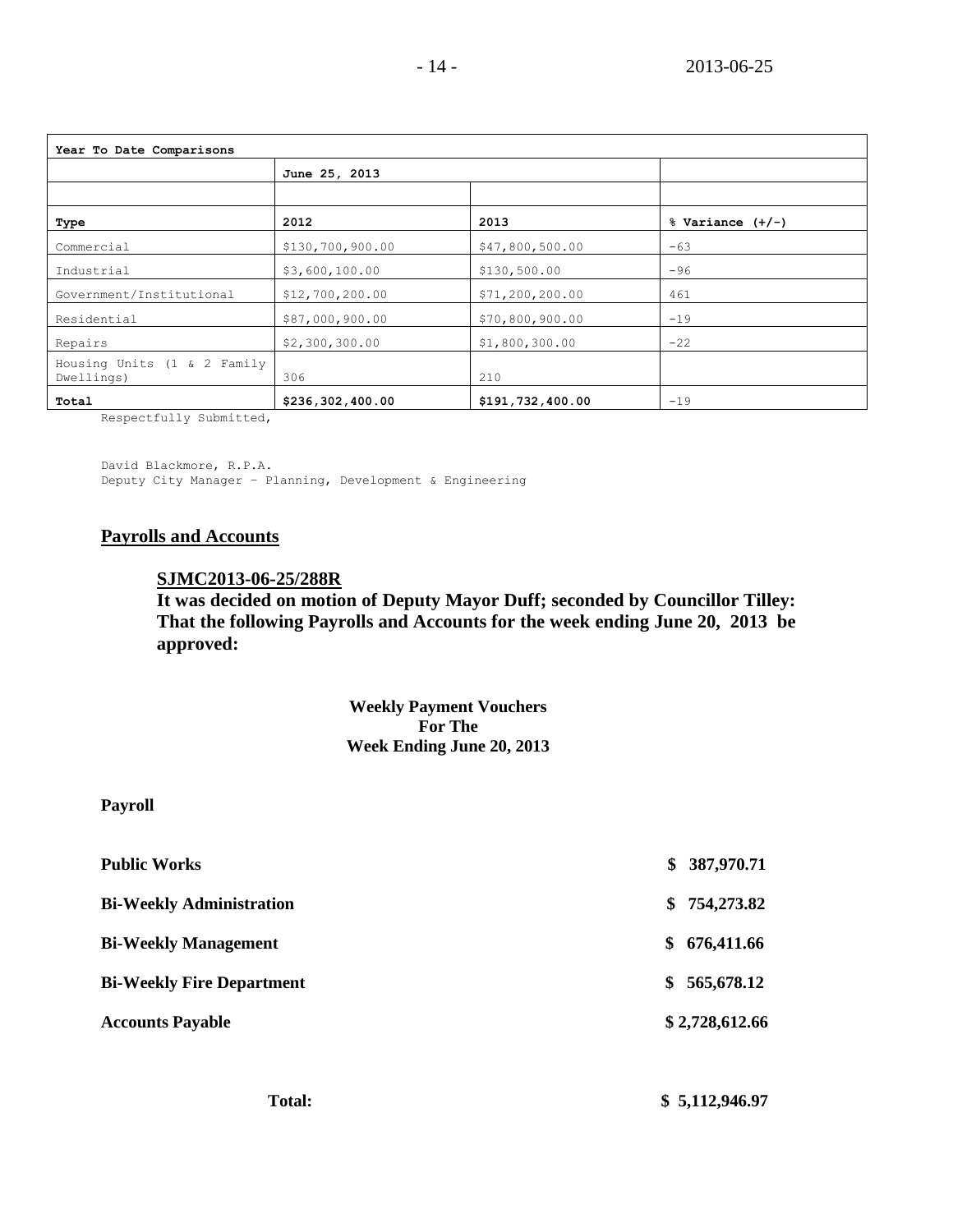| Year To Date Comparisons | | | |
|---|---|---|---|
| | June 25, 2013 | | |
| | | | |
| **Type** | **2012** | **2013** | **% Variance (+/-)** |
| Commercial | $130,700,900.00 | $47,800,500.00 | -63 |
| Industrial | $3,600,100.00 | $130,500.00 | -96 |
| Government/Institutional | $12,700,200.00 | $71,200,200.00 | 461 |
| Residential | $87,000,900.00 | $70,800,900.00 | -19 |
| Repairs | $2,300,300.00 | $1,800,300.00 | -22 |
| Housing Units (1 & 2 Family Dwellings) | 306 | 210 | |
| **Total** | **$236,302,400.00** | **$191,732,400.00** | -19 |

Respectfully Submitted,

David Blackmore, R.P.A.
Deputy City Manager – Planning, Development & Engineering

## Payrolls and Accounts

**SJMC2013-06-25/288R**
**It was decided on motion of Deputy Mayor Duff; seconded by Councillor Tilley: That the following Payrolls and Accounts for the week ending June 20, 2013 be approved:**

**Weekly Payment Vouchers**
**For The**
**Week Ending June 20, 2013**

**Payroll**

| | |
|---|---|
| **Public Works** | **$ 387,970.71** |
| **Bi-Weekly Administration** | **$ 754,273.82** |
| **Bi-Weekly Management** | **$ 676,411.66** |
| **Bi-Weekly Fire Department** | **$ 565,678.12** |
| **Accounts Payable** | **$ 2,728,612.66** |
| **Total:** | **$ 5,112,946.97** |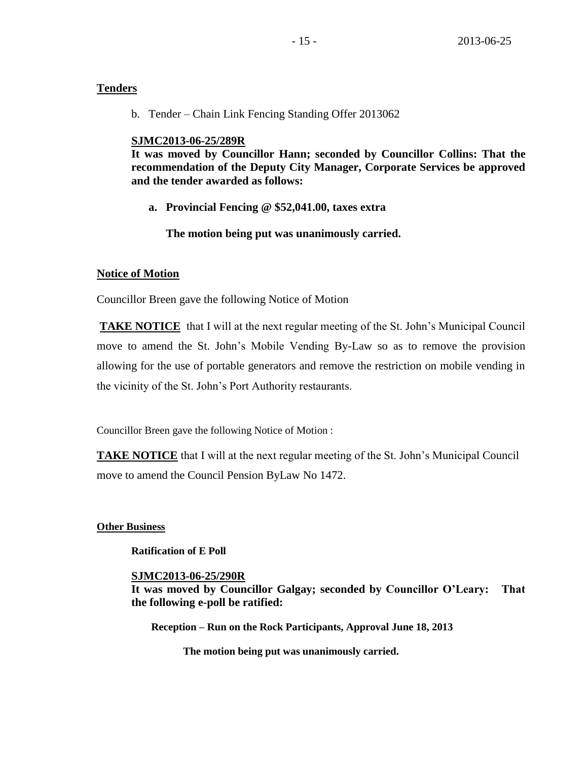**Tenders**

b. Tender – Chain Link Fencing Standing Offer 2013062

**SJMC2013-06-25/289R**
**It was moved by Councillor Hann; seconded by Councillor Collins: That the recommendation of the Deputy City Manager, Corporate Services be approved and the tender awarded as follows:**

**a. Provincial Fencing @ $52,041.00, taxes extra**

**The motion being put was unanimously carried.**

**Notice of Motion**

Councillor Breen gave the following Notice of Motion

**TAKE NOTICE** that I will at the next regular meeting of the St. John's Municipal Council move to amend the St. John's Mobile Vending By-Law so as to remove the provision allowing for the use of portable generators and remove the restriction on mobile vending in the vicinity of the St. John's Port Authority restaurants.

Councillor Breen gave the following Notice of Motion :

**TAKE NOTICE** that I will at the next regular meeting of the St. John's Municipal Council move to amend the Council Pension ByLaw No 1472.

**Other Business**

**Ratification of E Poll**

**SJMC2013-06-25/290R**
**It was moved by Councillor Galgay; seconded by Councillor O'Leary: That the following e-poll be ratified:**

**Reception – Run on the Rock Participants, Approval June 18, 2013**

**The motion being put was unanimously carried.**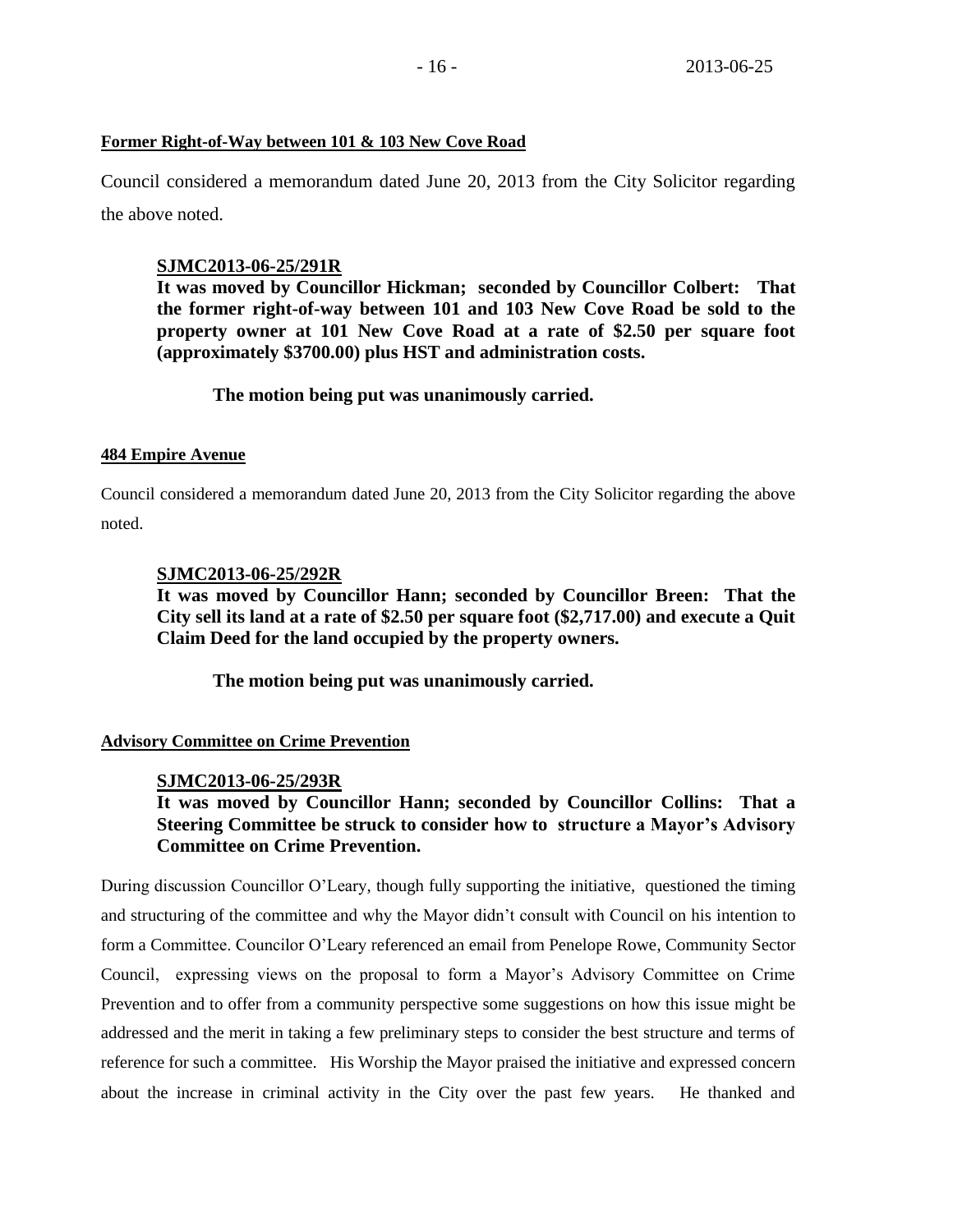**Former Right-of-Way between 101 & 103 New Cove Road**

Council considered a memorandum dated June 20, 2013 from the City Solicitor regarding the above noted.

**SJMC2013-06-25/291R**
**It was moved by Councillor Hickman; seconded by Councillor Colbert: That the former right-of-way between 101 and 103 New Cove Road be sold to the property owner at 101 New Cove Road at a rate of $2.50 per square foot (approximately $3700.00) plus HST and administration costs.**

**The motion being put was unanimously carried.**

**484 Empire Avenue**

Council considered a memorandum dated June 20, 2013 from the City Solicitor regarding the above noted.

**SJMC2013-06-25/292R**
**It was moved by Councillor Hann; seconded by Councillor Breen: That the City sell its land at a rate of $2.50 per square foot ($2,717.00) and execute a Quit Claim Deed for the land occupied by the property owners.**

**The motion being put was unanimously carried.**

**Advisory Committee on Crime Prevention**

**SJMC2013-06-25/293R**
**It was moved by Councillor Hann; seconded by Councillor Collins: That a Steering Committee be struck to consider how to structure a Mayor's Advisory Committee on Crime Prevention.**

During discussion Councillor O'Leary, though fully supporting the initiative, questioned the timing and structuring of the committee and why the Mayor didn't consult with Council on his intention to form a Committee. Councilor O'Leary referenced an email from Penelope Rowe, Community Sector Council, expressing views on the proposal to form a Mayor's Advisory Committee on Crime Prevention and to offer from a community perspective some suggestions on how this issue might be addressed and the merit in taking a few preliminary steps to consider the best structure and terms of reference for such a committee. His Worship the Mayor praised the initiative and expressed concern about the increase in criminal activity in the City over the past few years. He thanked and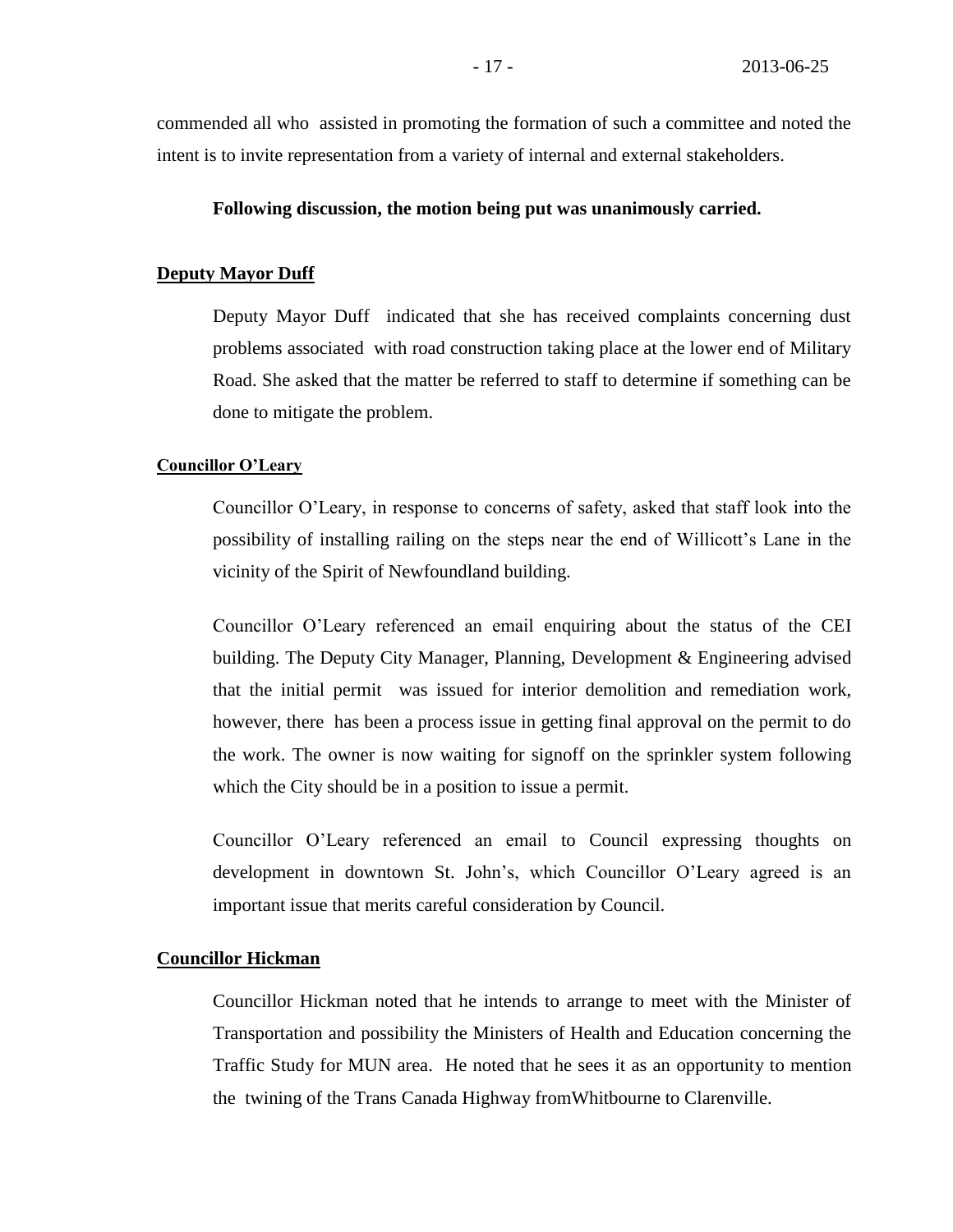commended all who assisted in promoting the formation of such a committee and noted the intent is to invite representation from a variety of internal and external stakeholders.

**Following discussion, the motion being put was unanimously carried.**

**Deputy Mayor Duff**

Deputy Mayor Duff indicated that she has received complaints concerning dust problems associated with road construction taking place at the lower end of Military Road. She asked that the matter be referred to staff to determine if something can be done to mitigate the problem.

**Councillor O'Leary**

Councillor O'Leary, in response to concerns of safety, asked that staff look into the possibility of installing railing on the steps near the end of Willicott's Lane in the vicinity of the Spirit of Newfoundland building.

Councillor O'Leary referenced an email enquiring about the status of the CEI building. The Deputy City Manager, Planning, Development & Engineering advised that the initial permit was issued for interior demolition and remediation work, however, there has been a process issue in getting final approval on the permit to do the work. The owner is now waiting for signoff on the sprinkler system following which the City should be in a position to issue a permit.

Councillor O'Leary referenced an email to Council expressing thoughts on development in downtown St. John's, which Councillor O'Leary agreed is an important issue that merits careful consideration by Council.

**Councillor Hickman**

Councillor Hickman noted that he intends to arrange to meet with the Minister of Transportation and possibility the Ministers of Health and Education concerning the Traffic Study for MUN area. He noted that he sees it as an opportunity to mention the twining of the Trans Canada Highway fromWhitbourne to Clarenville.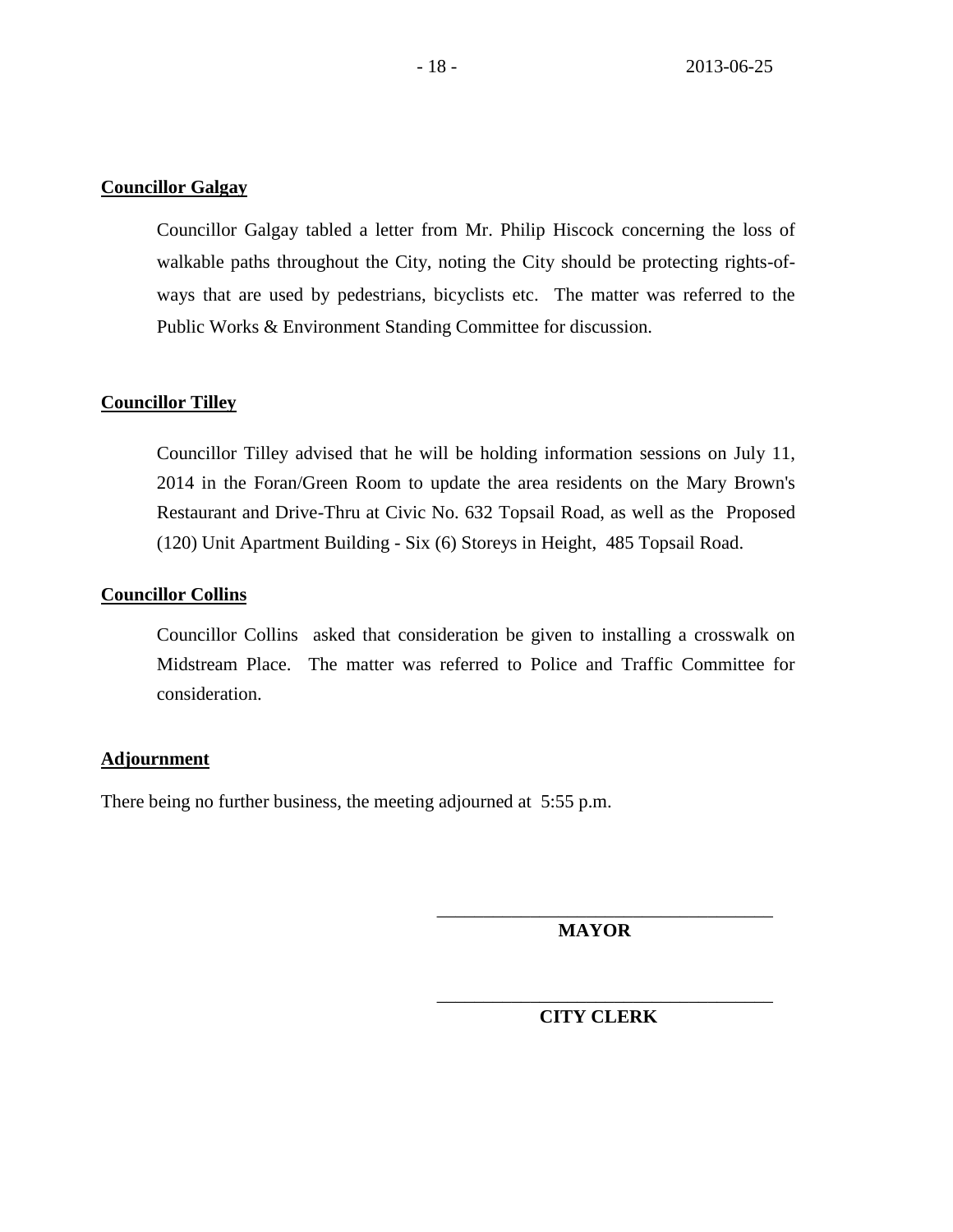**Councillor Galgay**

Councillor Galgay tabled a letter from Mr. Philip Hiscock concerning the loss of walkable paths throughout the City, noting the City should be protecting rights-of-ways that are used by pedestrians, bicyclists etc. The matter was referred to the Public Works & Environment Standing Committee for discussion.

**Councillor Tilley**

Councillor Tilley advised that he will be holding information sessions on July 11, 2014 in the Foran/Green Room to update the area residents on the Mary Brown's Restaurant and Drive-Thru at Civic No. 632 Topsail Road, as well as the Proposed (120) Unit Apartment Building - Six (6) Storeys in Height, 485 Topsail Road.

**Councillor Collins**

Councillor Collins asked that consideration be given to installing a crosswalk on Midstream Place. The matter was referred to Police and Traffic Committee for consideration.

**Adjournment**

There being no further business, the meeting adjourned at 5:55 p.m.

\_\_\_\_\_\_\_\_\_\_\_\_\_\_\_\_\_\_\_\_\_\_\_\_\_\_\_\_\_\_\_\_\_\_\_\_
**MAYOR**

\_\_\_\_\_\_\_\_\_\_\_\_\_\_\_\_\_\_\_\_\_\_\_\_\_\_\_\_\_\_\_\_\_\_\_\_
**CITY CLERK**